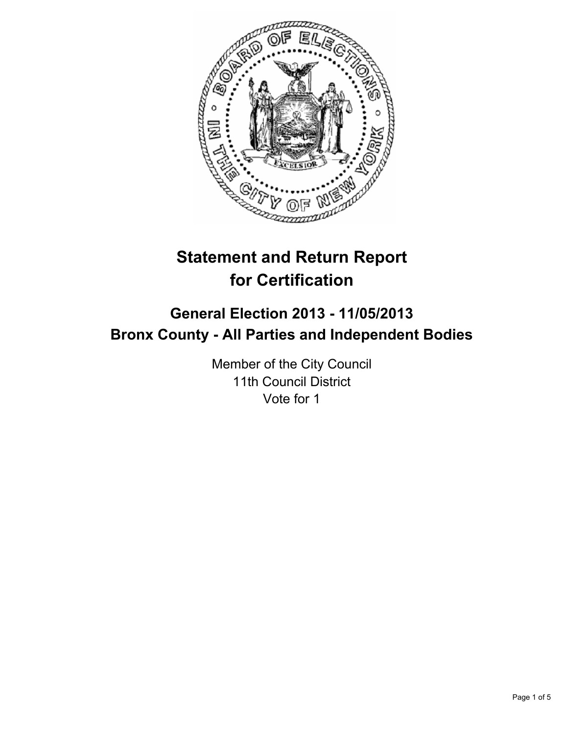# Statement and Return Report for Certification

## General Election 2013 - 11/05/2013
## Bronx County - All Parties and Independent Bodies

Member of the City Council
11th Council District
Vote for 1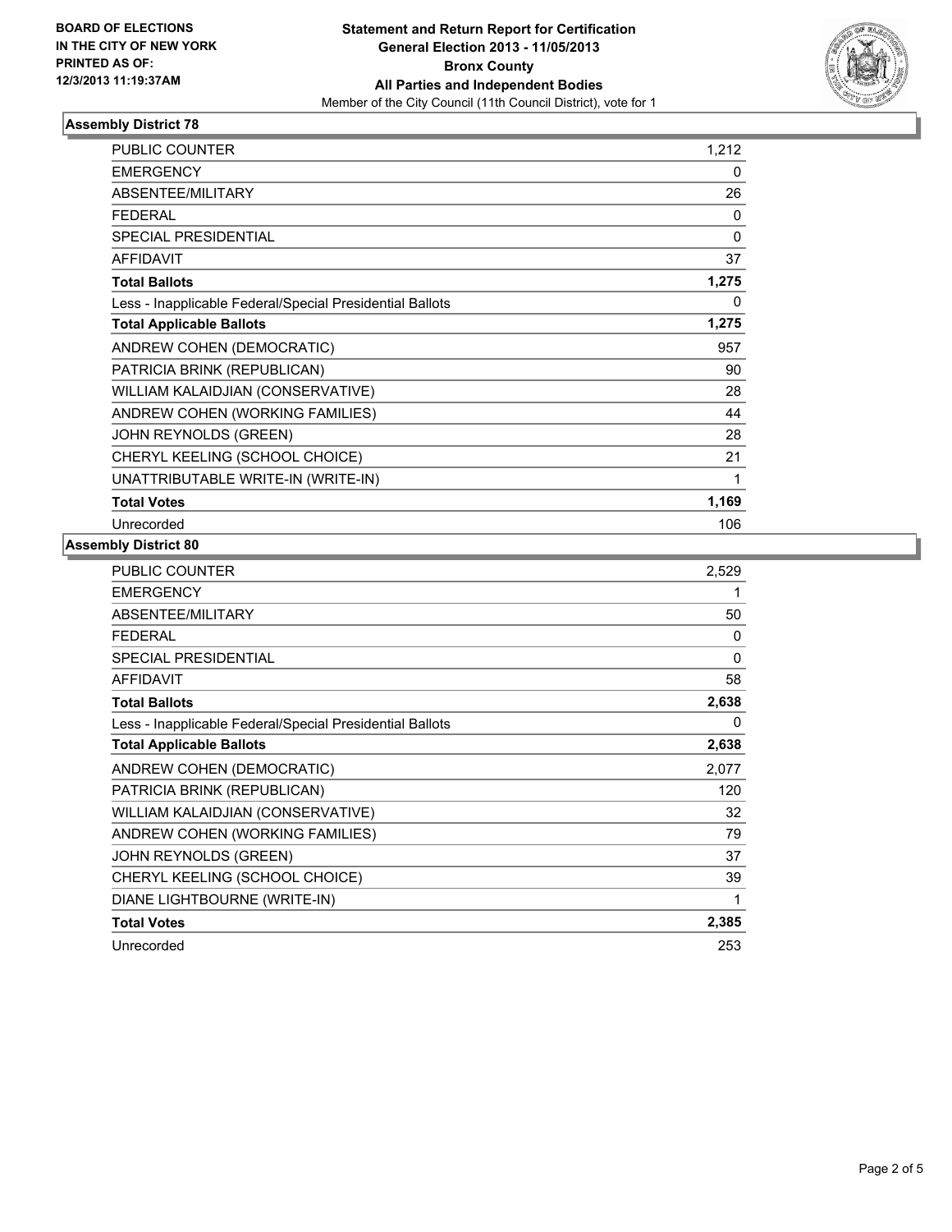**BOARD OF ELECTIONS IN THE CITY OF NEW YORK PRINTED AS OF: 12/3/2013 11:19:37AM**

**Statement and Return Report for Certification General Election 2013 - 11/05/2013 Bronx County All Parties and Independent Bodies**

Member of the City Council (11th Council District), vote for 1

## Assembly District 78

| | |
|---|---|
| PUBLIC COUNTER | 1,212 |
| EMERGENCY | 0 |
| ABSENTEE/MILITARY | 26 |
| FEDERAL | 0 |
| SPECIAL PRESIDENTIAL | 0 |
| AFFIDAVIT | 37 |
| **Total Ballots** | **1,275** |
| Less - Inapplicable Federal/Special Presidential Ballots | 0 |
| **Total Applicable Ballots** | **1,275** |
| ANDREW COHEN (DEMOCRATIC) | 957 |
| PATRICIA BRINK (REPUBLICAN) | 90 |
| WILLIAM KALAIDJIAN (CONSERVATIVE) | 28 |
| ANDREW COHEN (WORKING FAMILIES) | 44 |
| JOHN REYNOLDS (GREEN) | 28 |
| CHERYL KEELING (SCHOOL CHOICE) | 21 |
| UNATTRIBUTABLE WRITE-IN (WRITE-IN) | 1 |
| **Total Votes** | **1,169** |
| Unrecorded | 106 |

## Assembly District 80

| | |
|---|---|
| PUBLIC COUNTER | 2,529 |
| EMERGENCY | 1 |
| ABSENTEE/MILITARY | 50 |
| FEDERAL | 0 |
| SPECIAL PRESIDENTIAL | 0 |
| AFFIDAVIT | 58 |
| **Total Ballots** | **2,638** |
| Less - Inapplicable Federal/Special Presidential Ballots | 0 |
| **Total Applicable Ballots** | **2,638** |
| ANDREW COHEN (DEMOCRATIC) | 2,077 |
| PATRICIA BRINK (REPUBLICAN) | 120 |
| WILLIAM KALAIDJIAN (CONSERVATIVE) | 32 |
| ANDREW COHEN (WORKING FAMILIES) | 79 |
| JOHN REYNOLDS (GREEN) | 37 |
| CHERYL KEELING (SCHOOL CHOICE) | 39 |
| DIANE LIGHTBOURNE (WRITE-IN) | 1 |
| **Total Votes** | **2,385** |
| Unrecorded | 253 |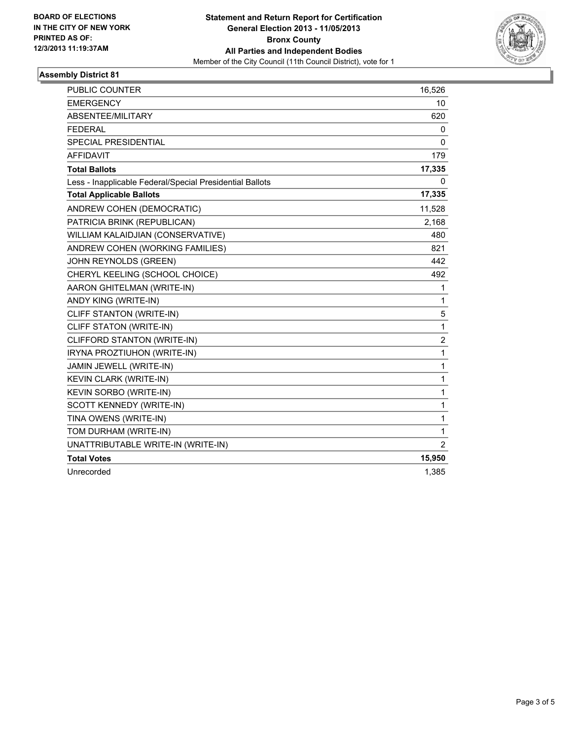**BOARD OF ELECTIONS**
**IN THE CITY OF NEW YORK**
**PRINTED AS OF:**
**12/3/2013 11:19:37AM**

**Statement and Return Report for Certification**
**General Election 2013 - 11/05/2013**
**Bronx County**
**All Parties and Independent Bodies**
Member of the City Council (11th Council District), vote for 1

### Assembly District 81

| | |
|---|---|
| PUBLIC COUNTER | 16,526 |
| EMERGENCY | 10 |
| ABSENTEE/MILITARY | 620 |
| FEDERAL | 0 |
| SPECIAL PRESIDENTIAL | 0 |
| AFFIDAVIT | 179 |
| **Total Ballots** | **17,335** |
| Less - Inapplicable Federal/Special Presidential Ballots | 0 |
| **Total Applicable Ballots** | **17,335** |
| ANDREW COHEN (DEMOCRATIC) | 11,528 |
| PATRICIA BRINK (REPUBLICAN) | 2,168 |
| WILLIAM KALAIDJIAN (CONSERVATIVE) | 480 |
| ANDREW COHEN (WORKING FAMILIES) | 821 |
| JOHN REYNOLDS (GREEN) | 442 |
| CHERYL KEELING (SCHOOL CHOICE) | 492 |
| AARON GHITELMAN (WRITE-IN) | 1 |
| ANDY KING (WRITE-IN) | 1 |
| CLIFF STANTON (WRITE-IN) | 5 |
| CLIFF STATON (WRITE-IN) | 1 |
| CLIFFORD STANTON (WRITE-IN) | 2 |
| IRYNA PROZTIUHON (WRITE-IN) | 1 |
| JAMIN JEWELL (WRITE-IN) | 1 |
| KEVIN CLARK (WRITE-IN) | 1 |
| KEVIN SORBO (WRITE-IN) | 1 |
| SCOTT KENNEDY (WRITE-IN) | 1 |
| TINA OWENS (WRITE-IN) | 1 |
| TOM DURHAM (WRITE-IN) | 1 |
| UNATTRIBUTABLE WRITE-IN (WRITE-IN) | 2 |
| **Total Votes** | **15,950** |
| Unrecorded | 1,385 |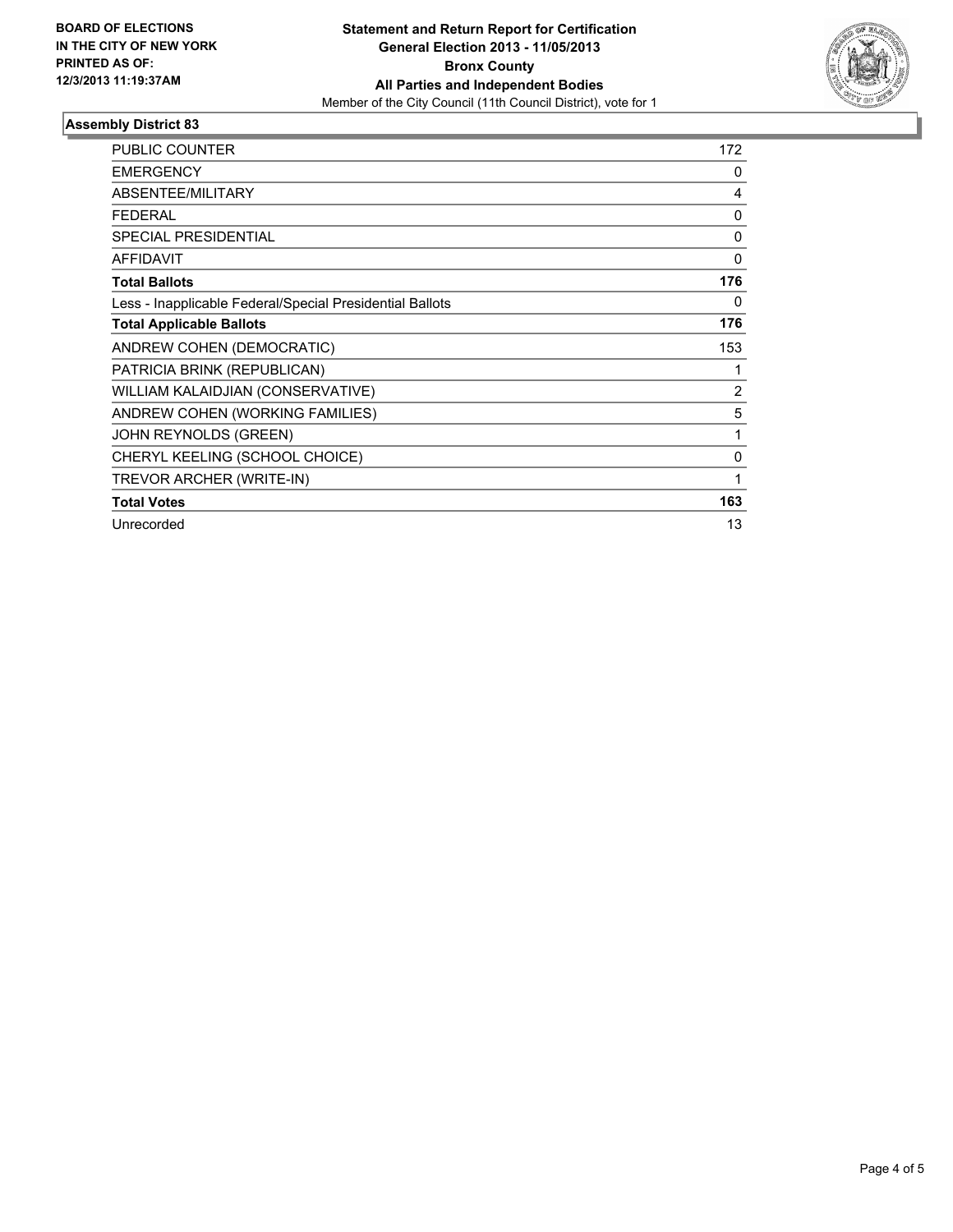**BOARD OF ELECTIONS IN THE CITY OF NEW YORK PRINTED AS OF: 12/3/2013 11:19:37AM**

**Statement and Return Report for Certification**
**General Election 2013 - 11/05/2013**
**Bronx County**
**All Parties and Independent Bodies**
Member of the City Council (11th Council District), vote for 1

### Assembly District 83

| | |
|---|---|
| PUBLIC COUNTER | 172 |
| EMERGENCY | 0 |
| ABSENTEE/MILITARY | 4 |
| FEDERAL | 0 |
| SPECIAL PRESIDENTIAL | 0 |
| AFFIDAVIT | 0 |
| **Total Ballots** | **176** |
| Less - Inapplicable Federal/Special Presidential Ballots | 0 |
| **Total Applicable Ballots** | **176** |
| ANDREW COHEN (DEMOCRATIC) | 153 |
| PATRICIA BRINK (REPUBLICAN) | 1 |
| WILLIAM KALAIDJIAN (CONSERVATIVE) | 2 |
| ANDREW COHEN (WORKING FAMILIES) | 5 |
| JOHN REYNOLDS (GREEN) | 1 |
| CHERYL KEELING (SCHOOL CHOICE) | 0 |
| TREVOR ARCHER (WRITE-IN) | 1 |
| **Total Votes** | **163** |
| Unrecorded | 13 |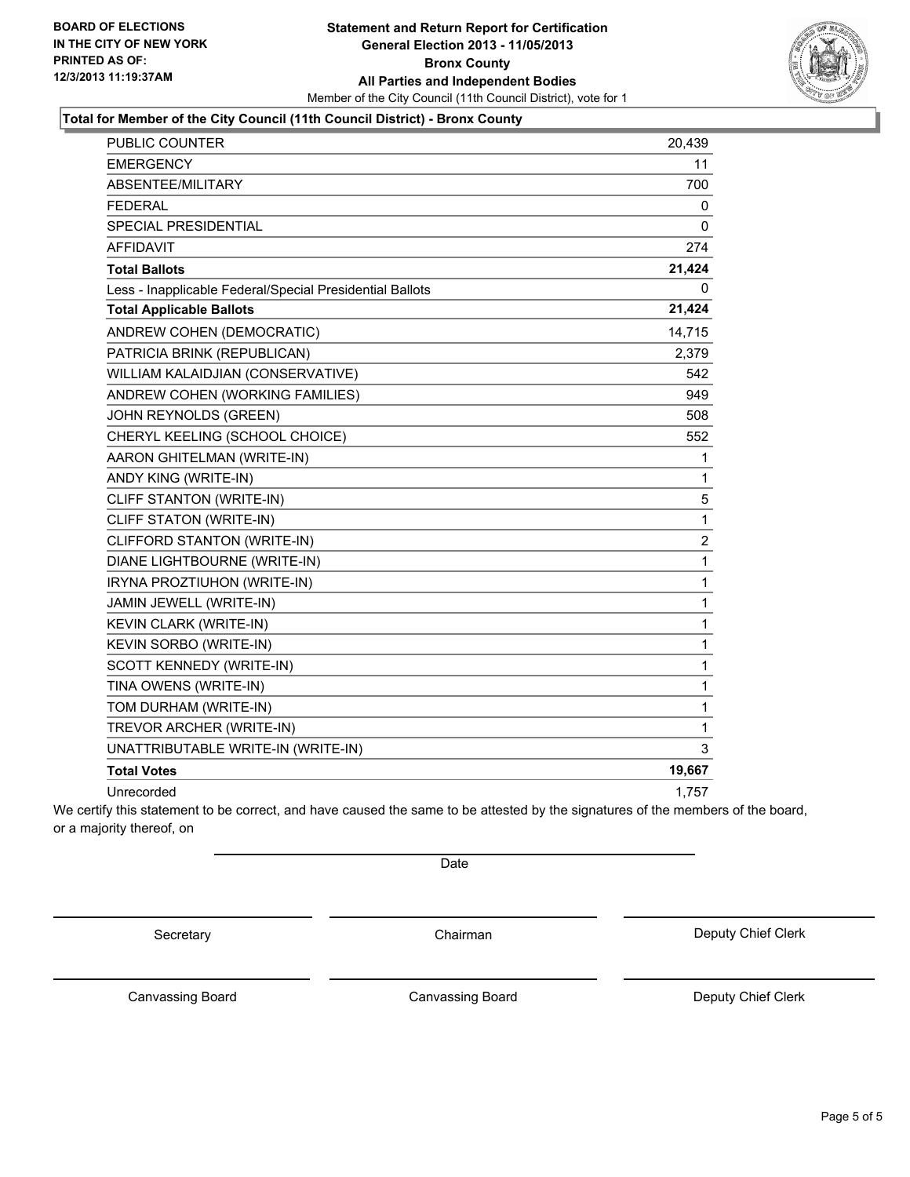**BOARD OF ELECTIONS IN THE CITY OF NEW YORK PRINTED AS OF: 12/3/2013 11:19:37AM**

**Statement and Return Report for Certification General Election 2013 - 11/05/2013 Bronx County All Parties and Independent Bodies**

Member of the City Council (11th Council District), vote for 1

### Total for Member of the City Council (11th Council District) - Bronx County

| | |
|---|---|
| PUBLIC COUNTER | 20,439 |
| EMERGENCY | 11 |
| ABSENTEE/MILITARY | 700 |
| FEDERAL | 0 |
| SPECIAL PRESIDENTIAL | 0 |
| AFFIDAVIT | 274 |
| **Total Ballots** | **21,424** |
| Less - Inapplicable Federal/Special Presidential Ballots | 0 |
| **Total Applicable Ballots** | **21,424** |
| ANDREW COHEN (DEMOCRATIC) | 14,715 |
| PATRICIA BRINK (REPUBLICAN) | 2,379 |
| WILLIAM KALAIDJIAN (CONSERVATIVE) | 542 |
| ANDREW COHEN (WORKING FAMILIES) | 949 |
| JOHN REYNOLDS (GREEN) | 508 |
| CHERYL KEELING (SCHOOL CHOICE) | 552 |
| AARON GHITELMAN (WRITE-IN) | 1 |
| ANDY KING (WRITE-IN) | 1 |
| CLIFF STANTON (WRITE-IN) | 5 |
| CLIFF STATON (WRITE-IN) | 1 |
| CLIFFORD STANTON (WRITE-IN) | 2 |
| DIANE LIGHTBOURNE (WRITE-IN) | 1 |
| IRYNA PROZTIUHON (WRITE-IN) | 1 |
| JAMIN JEWELL (WRITE-IN) | 1 |
| KEVIN CLARK (WRITE-IN) | 1 |
| KEVIN SORBO (WRITE-IN) | 1 |
| SCOTT KENNEDY (WRITE-IN) | 1 |
| TINA OWENS (WRITE-IN) | 1 |
| TOM DURHAM (WRITE-IN) | 1 |
| TREVOR ARCHER (WRITE-IN) | 1 |
| UNATTRIBUTABLE WRITE-IN (WRITE-IN) | 3 |
| **Total Votes** | **19,667** |
| Unrecorded | 1,757 |

We certify this statement to be correct, and have caused the same to be attested by the signatures of the members of the board, or a majority thereof, on

Date

Secretary | Chairman | Deputy Chief Clerk

Canvassing Board | Canvassing Board | Deputy Chief Clerk